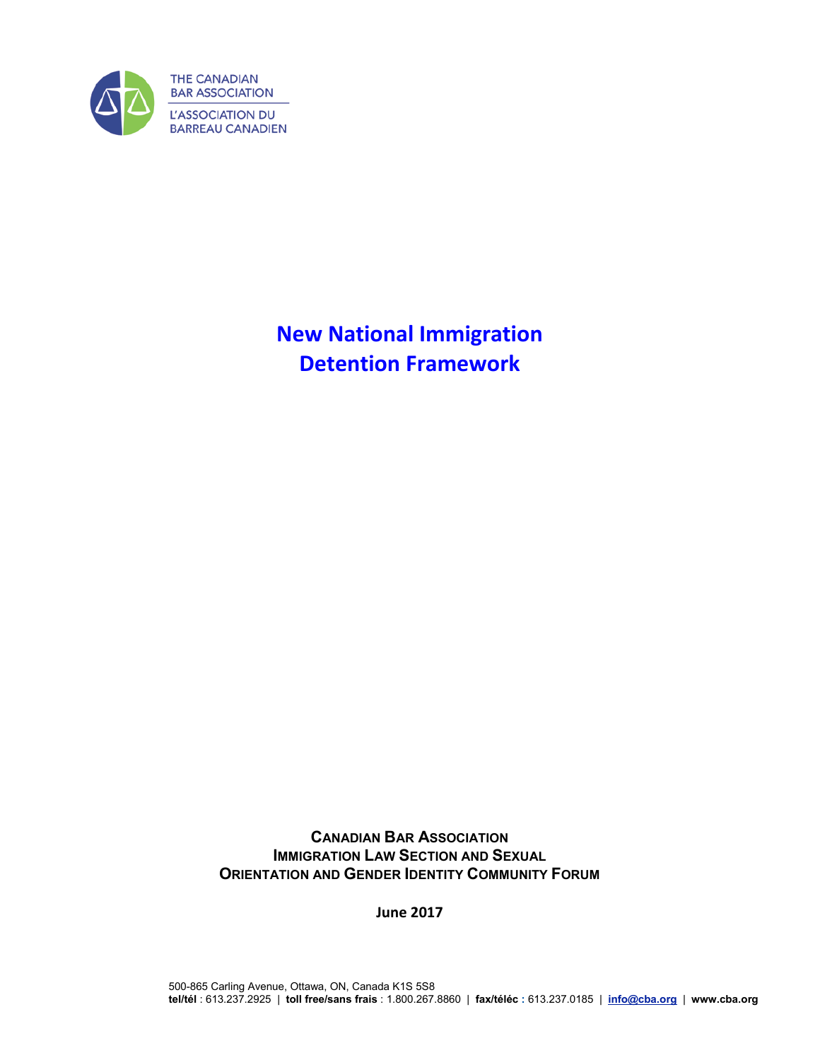THE CANADIAN BAR ASSOCIATION

L'ASSOCIATION DU BARREAU CANADIEN

# New National Immigration Detention Framework

**CANADIAN BAR ASSOCIATION**
**IMMIGRATION LAW SECTION AND SEXUAL ORIENTATION AND GENDER IDENTITY COMMUNITY FORUM**

**June 2017**

500-865 Carling Avenue, Ottawa, ON, Canada K1S 5S8
**tel/tél** : 613.237.2925 | **toll free/sans frais** : 1.800.267.8860 | **fax/téléc** : 613.237.0185 | **info@cba.org** | **www.cba.org**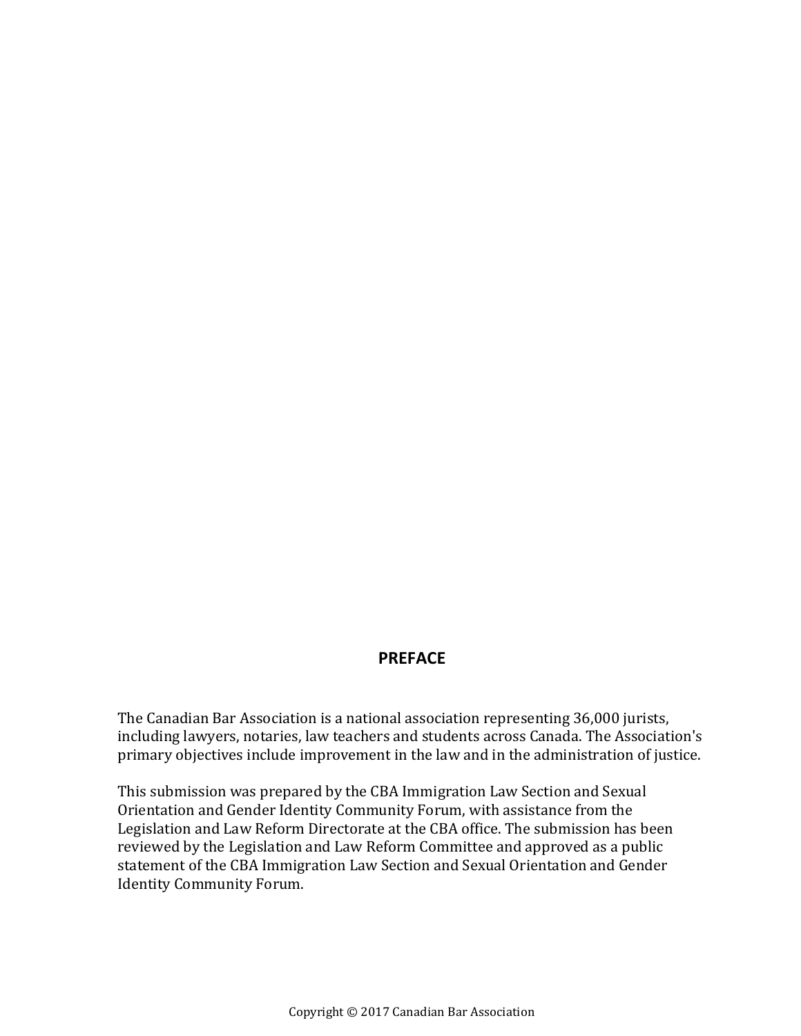## PREFACE

The Canadian Bar Association is a national association representing 36,000 jurists, including lawyers, notaries, law teachers and students across Canada. The Association's primary objectives include improvement in the law and in the administration of justice.

This submission was prepared by the CBA Immigration Law Section and Sexual Orientation and Gender Identity Community Forum, with assistance from the Legislation and Law Reform Directorate at the CBA office. The submission has been reviewed by the Legislation and Law Reform Committee and approved as a public statement of the CBA Immigration Law Section and Sexual Orientation and Gender Identity Community Forum.

Copyright © 2017 Canadian Bar Association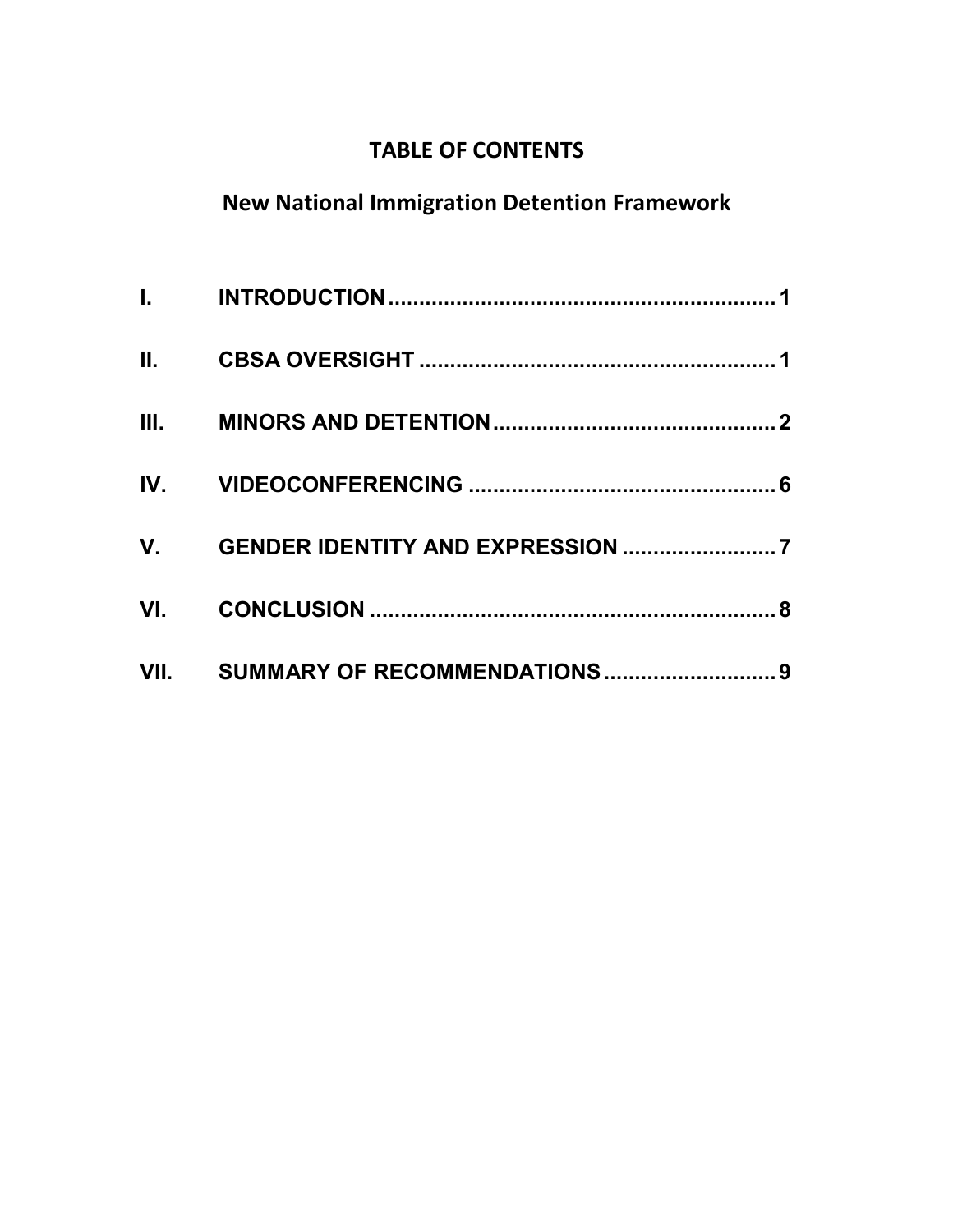# TABLE OF CONTENTS

## New National Immigration Detention Framework

| | | |
|---|---|---|
| I. | INTRODUCTION | 1 |
| II. | CBSA OVERSIGHT | 1 |
| III. | MINORS AND DETENTION | 2 |
| IV. | VIDEOCONFERENCING | 6 |
| V. | GENDER IDENTITY AND EXPRESSION | 7 |
| VI. | CONCLUSION | 8 |
| VII. | SUMMARY OF RECOMMENDATIONS | 9 |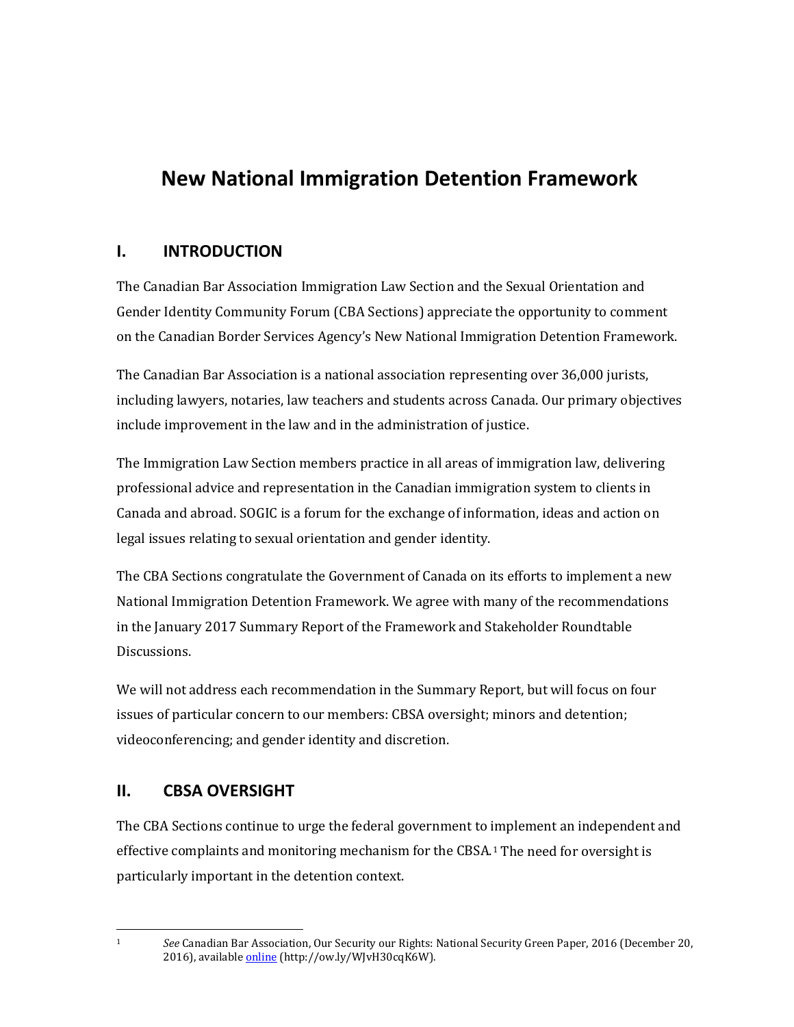# New National Immigration Detention Framework

## I. INTRODUCTION

The Canadian Bar Association Immigration Law Section and the Sexual Orientation and Gender Identity Community Forum (CBA Sections) appreciate the opportunity to comment on the Canadian Border Services Agency's New National Immigration Detention Framework.

The Canadian Bar Association is a national association representing over 36,000 jurists, including lawyers, notaries, law teachers and students across Canada. Our primary objectives include improvement in the law and in the administration of justice.

The Immigration Law Section members practice in all areas of immigration law, delivering professional advice and representation in the Canadian immigration system to clients in Canada and abroad. SOGIC is a forum for the exchange of information, ideas and action on legal issues relating to sexual orientation and gender identity.

The CBA Sections congratulate the Government of Canada on its efforts to implement a new National Immigration Detention Framework. We agree with many of the recommendations in the January 2017 Summary Report of the Framework and Stakeholder Roundtable Discussions.

We will not address each recommendation in the Summary Report, but will focus on four issues of particular concern to our members: CBSA oversight; minors and detention; videoconferencing; and gender identity and discretion.

## II. CBSA OVERSIGHT

The CBA Sections continue to urge the federal government to implement an independent and effective complaints and monitoring mechanism for the CBSA.[1] The need for oversight is particularly important in the detention context.

---

[1] *See* Canadian Bar Association, Our Security our Rights: National Security Green Paper, 2016 (December 20, 2016), available online (http://ow.ly/WJvH30cqK6W).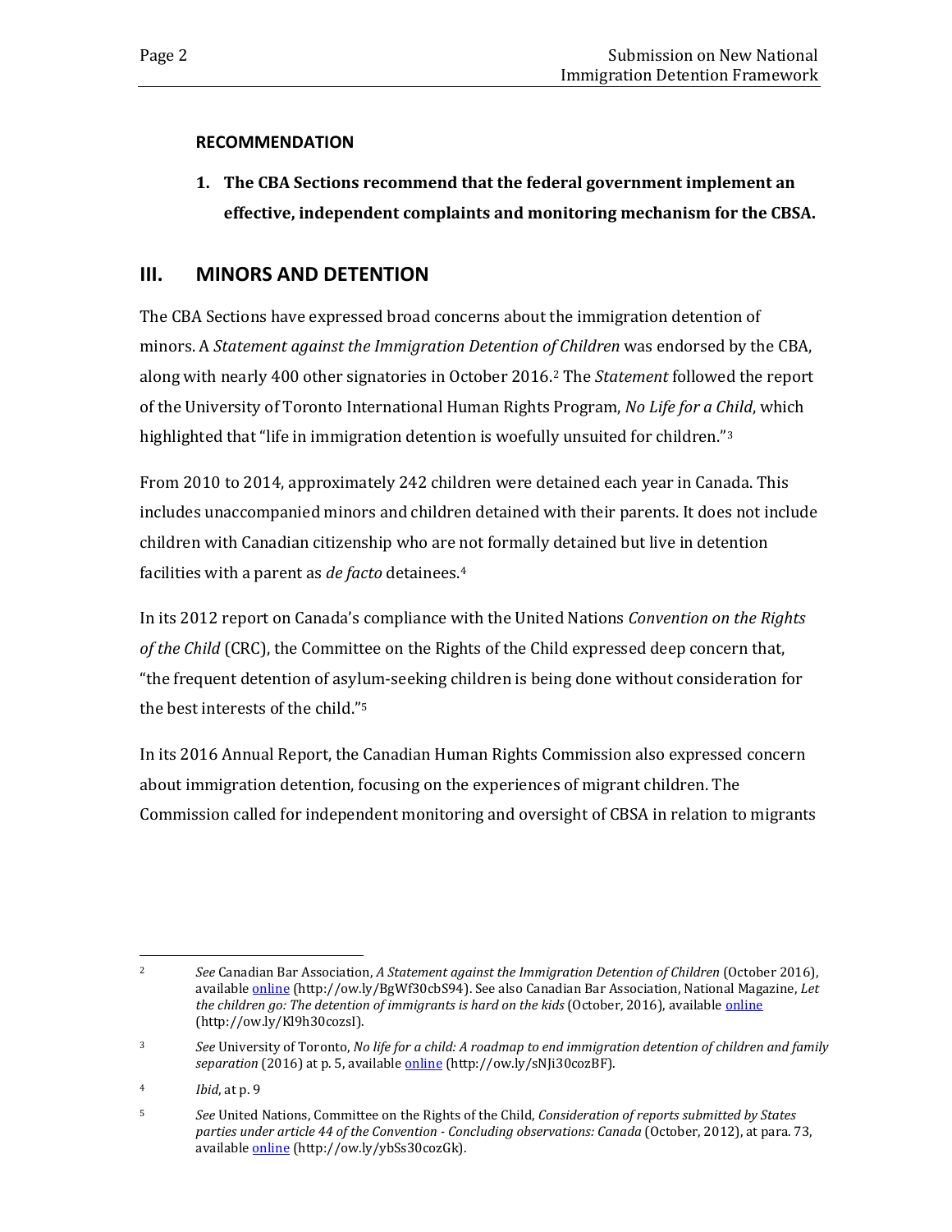**RECOMMENDATION**

1. **The CBA Sections recommend that the federal government implement an effective, independent complaints and monitoring mechanism for the CBSA.**

## III. MINORS AND DETENTION

The CBA Sections have expressed broad concerns about the immigration detention of minors. A *Statement against the Immigration Detention of Children* was endorsed by the CBA, along with nearly 400 other signatories in October 2016.[2] The *Statement* followed the report of the University of Toronto International Human Rights Program, *No Life for a Child*, which highlighted that "life in immigration detention is woefully unsuited for children."[3]

From 2010 to 2014, approximately 242 children were detained each year in Canada. This includes unaccompanied minors and children detained with their parents. It does not include children with Canadian citizenship who are not formally detained but live in detention facilities with a parent as *de facto* detainees.[4]

In its 2012 report on Canada's compliance with the United Nations *Convention on the Rights of the Child* (CRC), the Committee on the Rights of the Child expressed deep concern that, "the frequent detention of asylum-seeking children is being done without consideration for the best interests of the child."[5]

In its 2016 Annual Report, the Canadian Human Rights Commission also expressed concern about immigration detention, focusing on the experiences of migrant children. The Commission called for independent monitoring and oversight of CBSA in relation to migrants

---

[2] *See* Canadian Bar Association, *A Statement against the Immigration Detention of Children* (October 2016), available online (http://ow.ly/BgWf30cbS94). See also Canadian Bar Association, National Magazine, *Let the children go: The detention of immigrants is hard on the kids* (October, 2016), available online (http://ow.ly/Kl9h30cozsI).

[3] *See* University of Toronto, *No life for a child: A roadmap to end immigration detention of children and family separation* (2016) at p. 5, available online (http://ow.ly/sNJi30cozBF).

[4] *Ibid*, at p. 9

[5] *See* United Nations, Committee on the Rights of the Child, *Consideration of reports submitted by States parties under article 44 of the Convention - Concluding observations: Canada* (October, 2012), at para. 73, available online (http://ow.ly/ybSs30cozGk).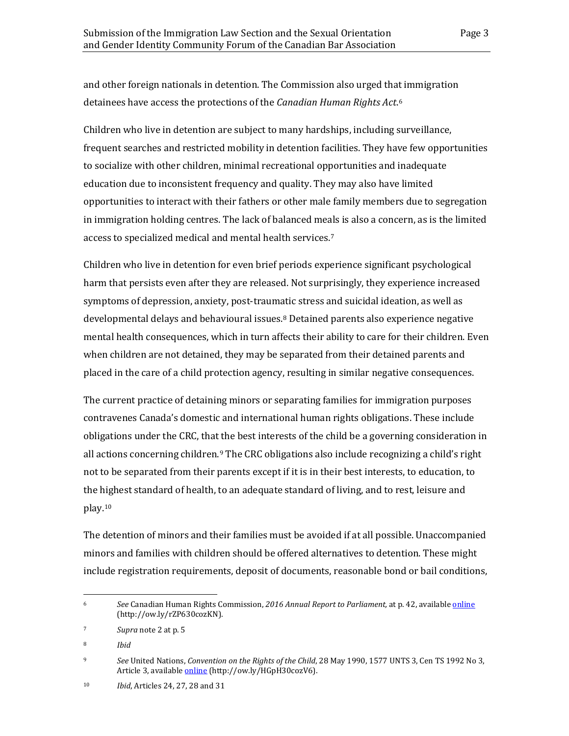and other foreign nationals in detention. The Commission also urged that immigration detainees have access the protections of the *Canadian Human Rights Act*.[6]

Children who live in detention are subject to many hardships, including surveillance, frequent searches and restricted mobility in detention facilities. They have few opportunities to socialize with other children, minimal recreational opportunities and inadequate education due to inconsistent frequency and quality. They may also have limited opportunities to interact with their fathers or other male family members due to segregation in immigration holding centres. The lack of balanced meals is also a concern, as is the limited access to specialized medical and mental health services.[7]

Children who live in detention for even brief periods experience significant psychological harm that persists even after they are released. Not surprisingly, they experience increased symptoms of depression, anxiety, post-traumatic stress and suicidal ideation, as well as developmental delays and behavioural issues.[8] Detained parents also experience negative mental health consequences, which in turn affects their ability to care for their children. Even when children are not detained, they may be separated from their detained parents and placed in the care of a child protection agency, resulting in similar negative consequences.

The current practice of detaining minors or separating families for immigration purposes contravenes Canada's domestic and international human rights obligations. These include obligations under the CRC, that the best interests of the child be a governing consideration in all actions concerning children.[9] The CRC obligations also include recognizing a child's right not to be separated from their parents except if it is in their best interests, to education, to the highest standard of health, to an adequate standard of living, and to rest, leisure and play.[10]

The detention of minors and their families must be avoided if at all possible. Unaccompanied minors and families with children should be offered alternatives to detention. These might include registration requirements, deposit of documents, reasonable bond or bail conditions,

---

[6] *See* Canadian Human Rights Commission, *2016 Annual Report to Parliament,* at p. 42, available online (http://ow.ly/rZP630cozKN).

[7] *Supra* note 2 at p. 5

[8] *Ibid*

[9] *See* United Nations, *Convention on the Rights of the Child*, 28 May 1990, 1577 UNTS 3, Cen TS 1992 No 3, Article 3, available online (http://ow.ly/HGpH30cozV6).

[10] *Ibid*, Articles 24, 27, 28 and 31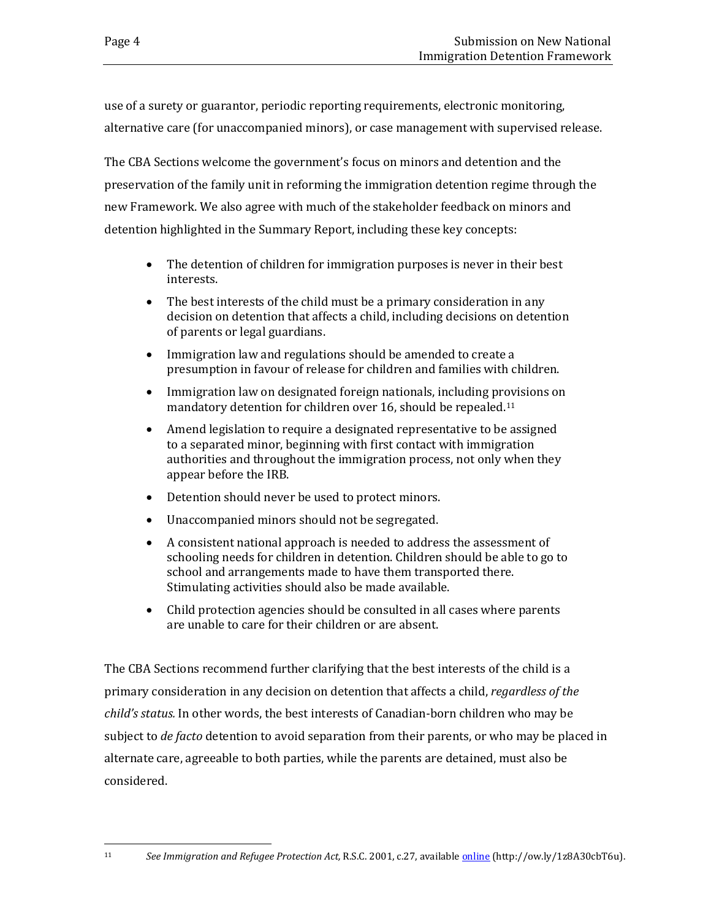use of a surety or guarantor, periodic reporting requirements, electronic monitoring, alternative care (for unaccompanied minors), or case management with supervised release.

The CBA Sections welcome the government's focus on minors and detention and the preservation of the family unit in reforming the immigration detention regime through the new Framework. We also agree with much of the stakeholder feedback on minors and detention highlighted in the Summary Report, including these key concepts:

- The detention of children for immigration purposes is never in their best interests.
- The best interests of the child must be a primary consideration in any decision on detention that affects a child, including decisions on detention of parents or legal guardians.
- Immigration law and regulations should be amended to create a presumption in favour of release for children and families with children.
- Immigration law on designated foreign nationals, including provisions on mandatory detention for children over 16, should be repealed.[11]
- Amend legislation to require a designated representative to be assigned to a separated minor, beginning with first contact with immigration authorities and throughout the immigration process, not only when they appear before the IRB.
- Detention should never be used to protect minors.
- Unaccompanied minors should not be segregated.
- A consistent national approach is needed to address the assessment of schooling needs for children in detention. Children should be able to go to school and arrangements made to have them transported there. Stimulating activities should also be made available.
- Child protection agencies should be consulted in all cases where parents are unable to care for their children or are absent.

The CBA Sections recommend further clarifying that the best interests of the child is a primary consideration in any decision on detention that affects a child, *regardless of the child's status.* In other words, the best interests of Canadian-born children who may be subject to *de facto* detention to avoid separation from their parents, or who may be placed in alternate care, agreeable to both parties, while the parents are detained, must also be considered.

---

[11] *See Immigration and Refugee Protection Act,* R.S.C. 2001, c.27, available online (http://ow.ly/1z8A30cbT6u).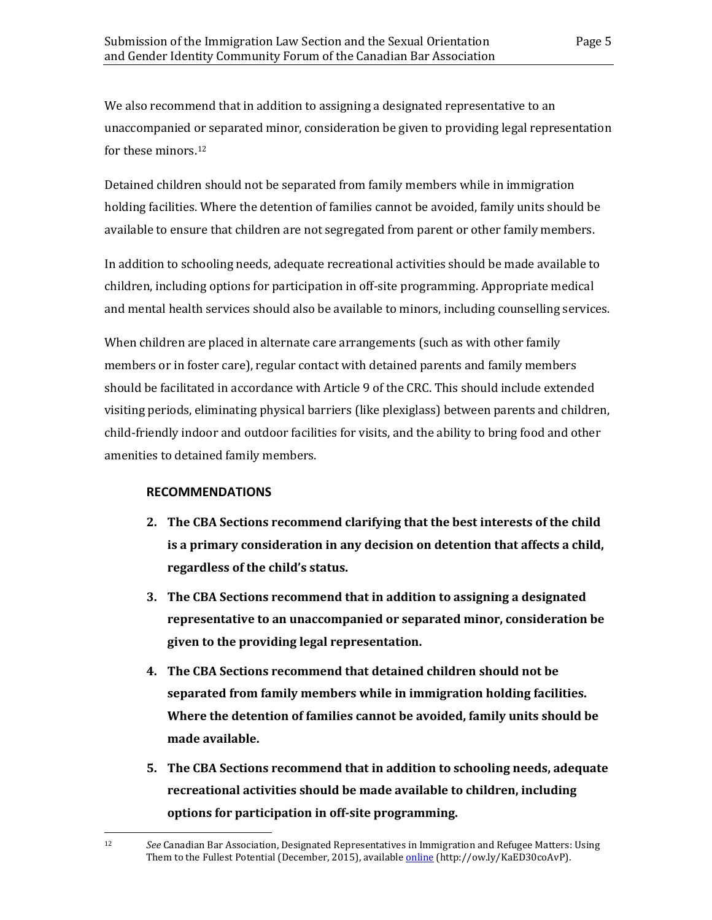We also recommend that in addition to assigning a designated representative to an unaccompanied or separated minor, consideration be given to providing legal representation for these minors.[12]

Detained children should not be separated from family members while in immigration holding facilities. Where the detention of families cannot be avoided, family units should be available to ensure that children are not segregated from parent or other family members.

In addition to schooling needs, adequate recreational activities should be made available to children, including options for participation in off-site programming. Appropriate medical and mental health services should also be available to minors, including counselling services.

When children are placed in alternate care arrangements (such as with other family members or in foster care), regular contact with detained parents and family members should be facilitated in accordance with Article 9 of the CRC. This should include extended visiting periods, eliminating physical barriers (like plexiglass) between parents and children, child-friendly indoor and outdoor facilities for visits, and the ability to bring food and other amenities to detained family members.

### RECOMMENDATIONS

2. **The CBA Sections recommend clarifying that the best interests of the child is a primary consideration in any decision on detention that affects a child, regardless of the child's status.**
3. **The CBA Sections recommend that in addition to assigning a designated representative to an unaccompanied or separated minor, consideration be given to the providing legal representation.**
4. **The CBA Sections recommend that detained children should not be separated from family members while in immigration holding facilities. Where the detention of families cannot be avoided, family units should be made available.**
5. **The CBA Sections recommend that in addition to schooling needs, adequate recreational activities should be made available to children, including options for participation in off-site programming.**

---

[12] *See* Canadian Bar Association, Designated Representatives in Immigration and Refugee Matters: Using Them to the Fullest Potential (December, 2015), available online (http://ow.ly/KaED30coAvP).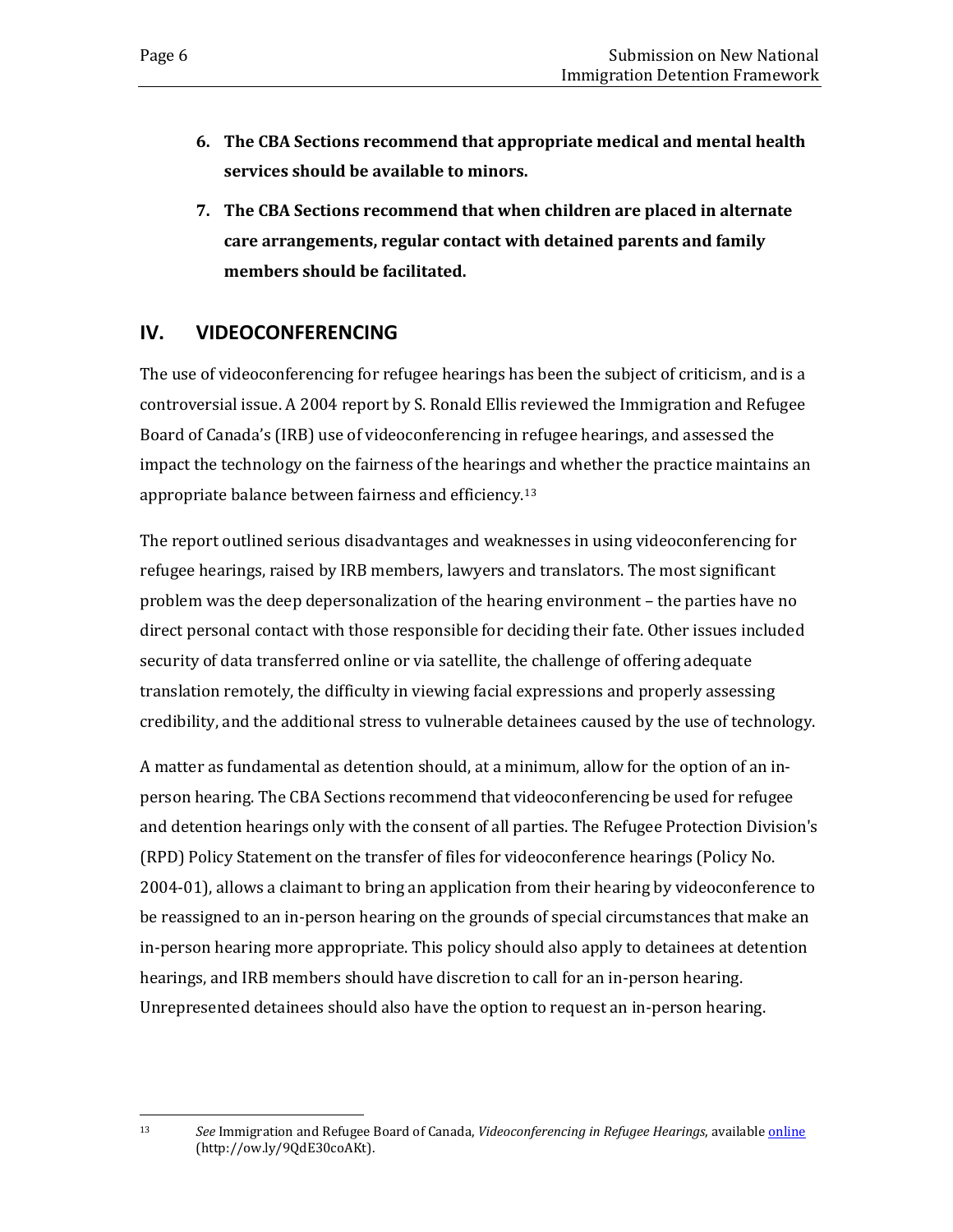6. **The CBA Sections recommend that appropriate medical and mental health services should be available to minors.**

7. **The CBA Sections recommend that when children are placed in alternate care arrangements, regular contact with detained parents and family members should be facilitated.**

## IV. VIDEOCONFERENCING

The use of videoconferencing for refugee hearings has been the subject of criticism, and is a controversial issue. A 2004 report by S. Ronald Ellis reviewed the Immigration and Refugee Board of Canada's (IRB) use of videoconferencing in refugee hearings, and assessed the impact the technology on the fairness of the hearings and whether the practice maintains an appropriate balance between fairness and efficiency.[13]

The report outlined serious disadvantages and weaknesses in using videoconferencing for refugee hearings, raised by IRB members, lawyers and translators. The most significant problem was the deep depersonalization of the hearing environment – the parties have no direct personal contact with those responsible for deciding their fate. Other issues included security of data transferred online or via satellite, the challenge of offering adequate translation remotely, the difficulty in viewing facial expressions and properly assessing credibility, and the additional stress to vulnerable detainees caused by the use of technology.

A matter as fundamental as detention should, at a minimum, allow for the option of an in-person hearing. The CBA Sections recommend that videoconferencing be used for refugee and detention hearings only with the consent of all parties. The Refugee Protection Division's (RPD) Policy Statement on the transfer of files for videoconference hearings (Policy No. 2004-01), allows a claimant to bring an application from their hearing by videoconference to be reassigned to an in-person hearing on the grounds of special circumstances that make an in-person hearing more appropriate. This policy should also apply to detainees at detention hearings, and IRB members should have discretion to call for an in-person hearing. Unrepresented detainees should also have the option to request an in-person hearing.

---

13 *See* Immigration and Refugee Board of Canada, *Videoconferencing in Refugee Hearings*, available online (http://ow.ly/9QdE30coAKt).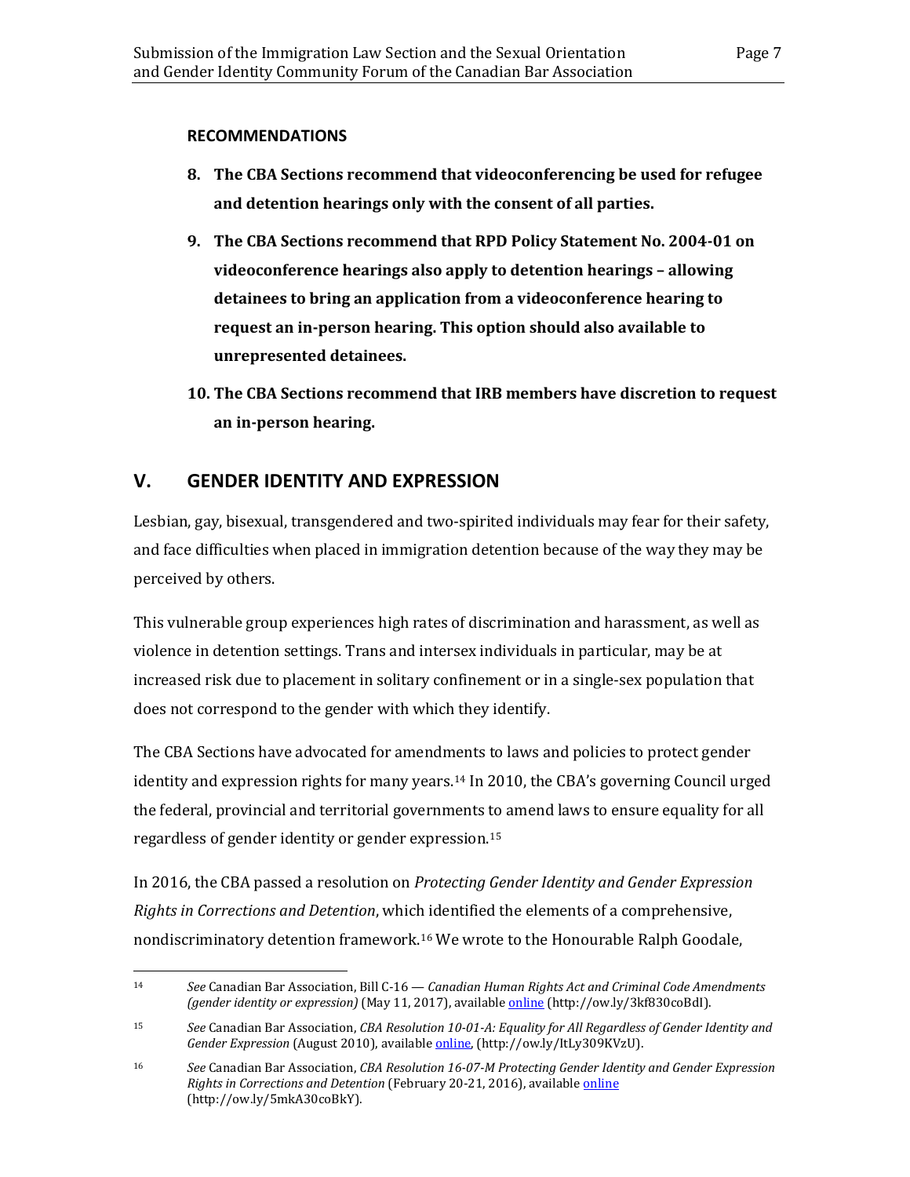### RECOMMENDATIONS

**8. The CBA Sections recommend that videoconferencing be used for refugee and detention hearings only with the consent of all parties.**

**9. The CBA Sections recommend that RPD Policy Statement No. 2004-01 on videoconference hearings also apply to detention hearings – allowing detainees to bring an application from a videoconference hearing to request an in-person hearing. This option should also available to unrepresented detainees.**

**10. The CBA Sections recommend that IRB members have discretion to request an in-person hearing.**

## V. GENDER IDENTITY AND EXPRESSION

Lesbian, gay, bisexual, transgendered and two-spirited individuals may fear for their safety, and face difficulties when placed in immigration detention because of the way they may be perceived by others.

This vulnerable group experiences high rates of discrimination and harassment, as well as violence in detention settings. Trans and intersex individuals in particular, may be at increased risk due to placement in solitary confinement or in a single-sex population that does not correspond to the gender with which they identify.

The CBA Sections have advocated for amendments to laws and policies to protect gender identity and expression rights for many years.[14] In 2010, the CBA's governing Council urged the federal, provincial and territorial governments to amend laws to ensure equality for all regardless of gender identity or gender expression.[15]

In 2016, the CBA passed a resolution on *Protecting Gender Identity and Gender Expression Rights in Corrections and Detention*, which identified the elements of a comprehensive, nondiscriminatory detention framework.[16] We wrote to the Honourable Ralph Goodale,

---

[14] *See* Canadian Bar Association, Bill C-16 — *Canadian Human Rights Act and Criminal Code Amendments (gender identity or expression)* (May 11, 2017), available online (http://ow.ly/3kf830coBdI).

[15] *See* Canadian Bar Association, *CBA Resolution 10-01-A: Equality for All Regardless of Gender Identity and Gender Expression* (August 2010), available online, (http://ow.ly/ltLy309KVzU).

[16] *See* Canadian Bar Association, *CBA Resolution 16-07-M Protecting Gender Identity and Gender Expression Rights in Corrections and Detention* (February 20-21, 2016), available online (http://ow.ly/5mkA30coBkY).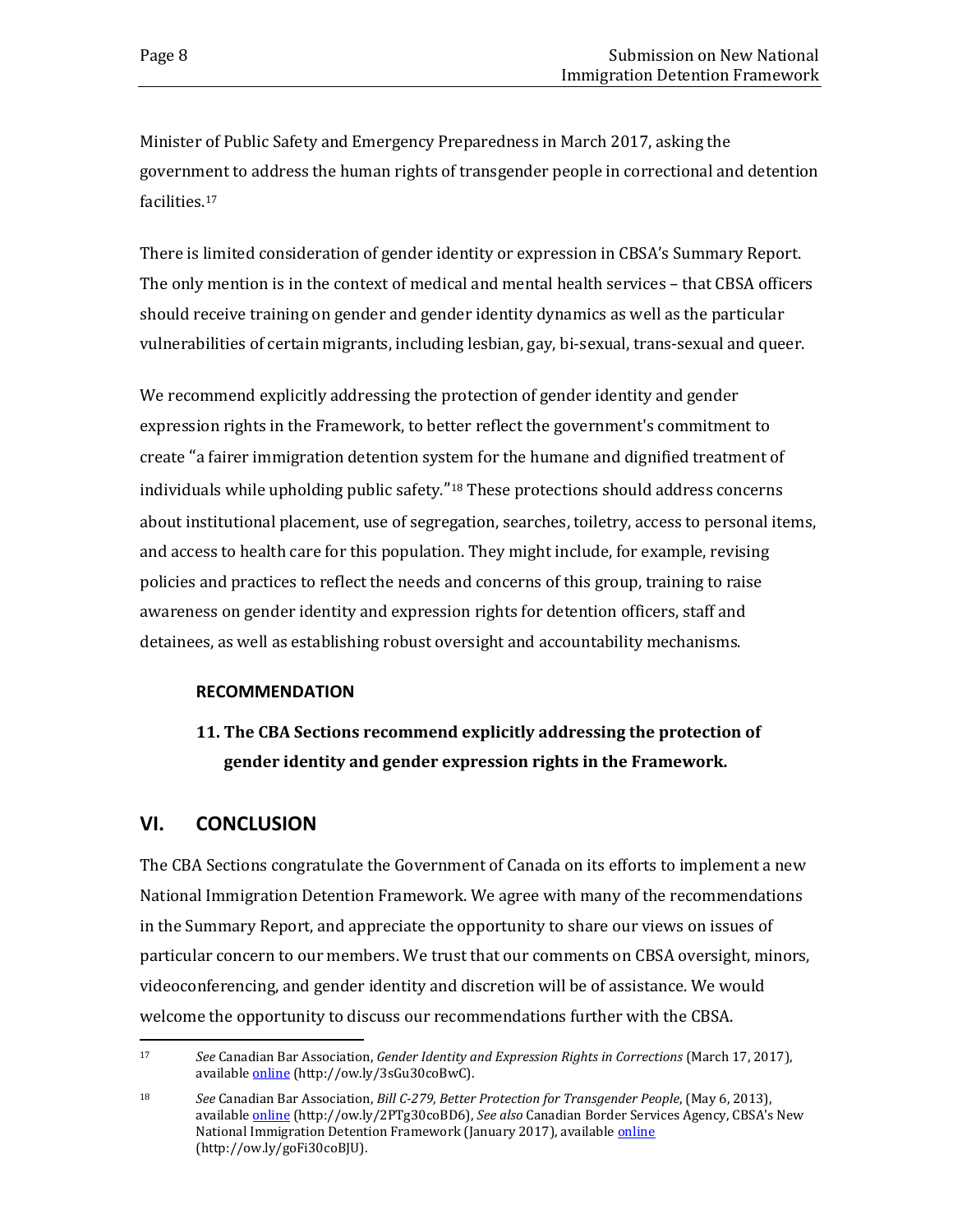Minister of Public Safety and Emergency Preparedness in March 2017, asking the government to address the human rights of transgender people in correctional and detention facilities.[17]

There is limited consideration of gender identity or expression in CBSA's Summary Report. The only mention is in the context of medical and mental health services – that CBSA officers should receive training on gender and gender identity dynamics as well as the particular vulnerabilities of certain migrants, including lesbian, gay, bi-sexual, trans-sexual and queer.

We recommend explicitly addressing the protection of gender identity and gender expression rights in the Framework, to better reflect the government's commitment to create "a fairer immigration detention system for the humane and dignified treatment of individuals while upholding public safety."[18] These protections should address concerns about institutional placement, use of segregation, searches, toiletry, access to personal items, and access to health care for this population. They might include, for example, revising policies and practices to reflect the needs and concerns of this group, training to raise awareness on gender identity and expression rights for detention officers, staff and detainees, as well as establishing robust oversight and accountability mechanisms.

**RECOMMENDATION**

**11. The CBA Sections recommend explicitly addressing the protection of gender identity and gender expression rights in the Framework.**

## VI. CONCLUSION

The CBA Sections congratulate the Government of Canada on its efforts to implement a new National Immigration Detention Framework. We agree with many of the recommendations in the Summary Report, and appreciate the opportunity to share our views on issues of particular concern to our members. We trust that our comments on CBSA oversight, minors, videoconferencing, and gender identity and discretion will be of assistance. We would welcome the opportunity to discuss our recommendations further with the CBSA.

---

[17] *See* Canadian Bar Association, *Gender Identity and Expression Rights in Corrections* (March 17, 2017), available online (http://ow.ly/3sGu30coBwC).

[18] *See* Canadian Bar Association, *Bill C-279, Better Protection for Transgender People*, (May 6, 2013), available online (http://ow.ly/2PTg30coBD6), *See also* Canadian Border Services Agency, CBSA's New National Immigration Detention Framework (January 2017), available online (http://ow.ly/goFi30coBJU).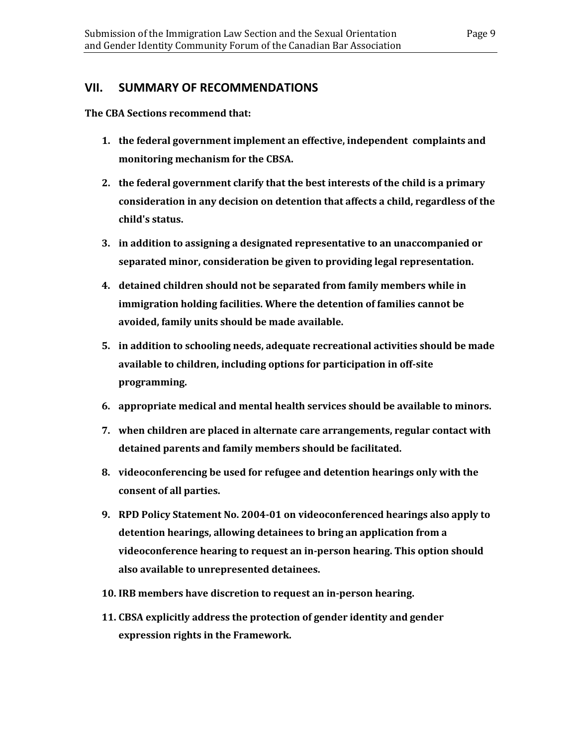## VII. SUMMARY OF RECOMMENDATIONS

**The CBA Sections recommend that:**

1. **the federal government implement an effective, independent complaints and monitoring mechanism for the CBSA.**
2. **the federal government clarify that the best interests of the child is a primary consideration in any decision on detention that affects a child, regardless of the child's status.**
3. **in addition to assigning a designated representative to an unaccompanied or separated minor, consideration be given to providing legal representation.**
4. **detained children should not be separated from family members while in immigration holding facilities. Where the detention of families cannot be avoided, family units should be made available.**
5. **in addition to schooling needs, adequate recreational activities should be made available to children, including options for participation in off-site programming.**
6. **appropriate medical and mental health services should be available to minors.**
7. **when children are placed in alternate care arrangements, regular contact with detained parents and family members should be facilitated.**
8. **videoconferencing be used for refugee and detention hearings only with the consent of all parties.**
9. **RPD Policy Statement No. 2004-01 on videoconferenced hearings also apply to detention hearings, allowing detainees to bring an application from a videoconference hearing to request an in-person hearing. This option should also available to unrepresented detainees.**
10. **IRB members have discretion to request an in-person hearing.**
11. **CBSA explicitly address the protection of gender identity and gender expression rights in the Framework.**